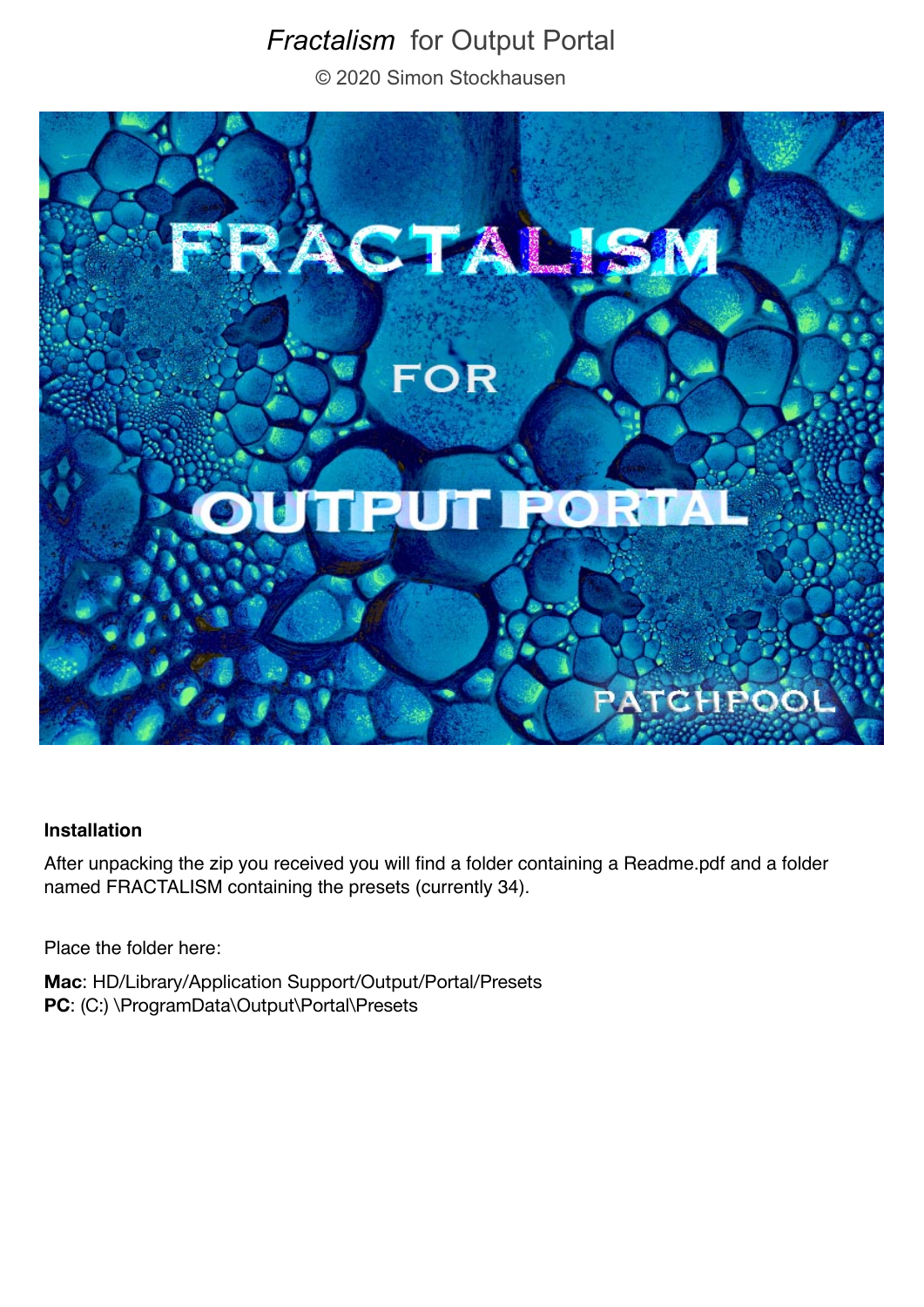# *Fractalism* for Output Portal

© 2020 Simon Stockhausen

**Installation**

After unpacking the zip you received you will find a folder containing a Readme.pdf and a folder named FRACTALISM containing the presets (currently 34).

Place the folder here:

**Mac**: HD/Library/Application Support/Output/Portal/Presets
**PC**: (C:) \ProgramData\Output\Portal\Presets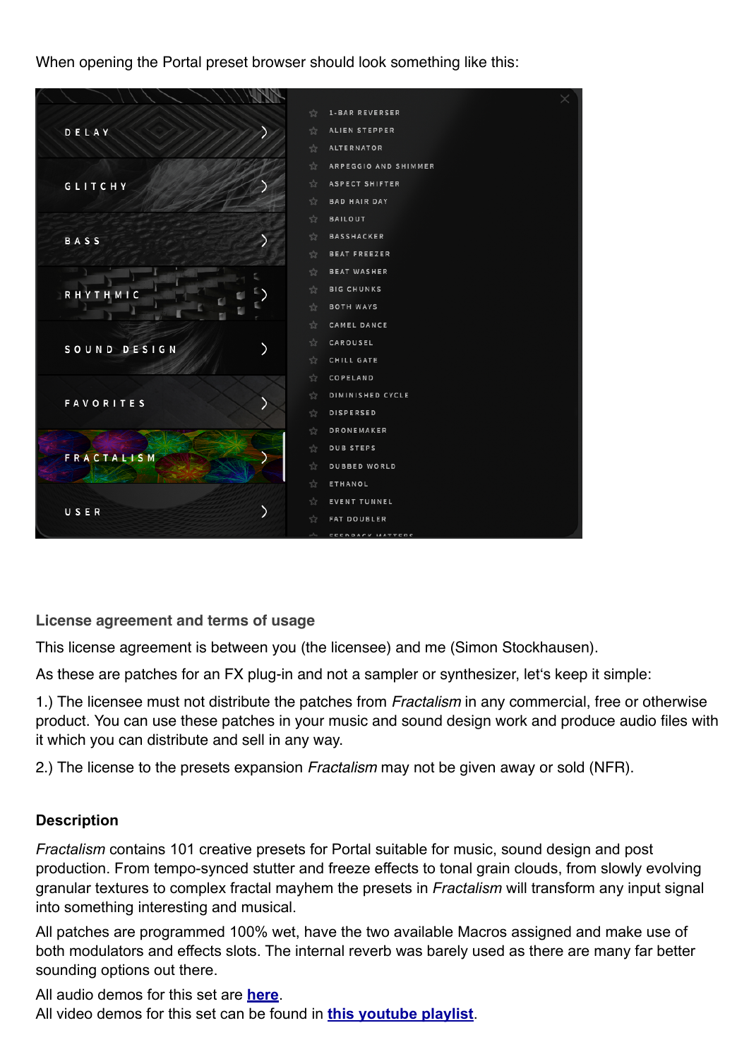When opening the Portal preset browser should look something like this:

**License agreement and terms of usage**

This license agreement is between you (the licensee) and me (Simon Stockhausen).

As these are patches for an FX plug-in and not a sampler or synthesizer, let's keep it simple:

1.) The licensee must not distribute the patches from *Fractalism* in any commercial, free or otherwise product. You can use these patches in your music and sound design work and produce audio files with it which you can distribute and sell in any way.

2.) The license to the presets expansion *Fractalism* may not be given away or sold (NFR).

**Description**

*Fractalism* contains 101 creative presets for Portal suitable for music, sound design and post production. From tempo-synced stutter and freeze effects to tonal grain clouds, from slowly evolving granular textures to complex fractal mayhem the presets in *Fractalism* will transform any input signal into something interesting and musical.

All patches are programmed 100% wet, have the two available Macros assigned and make use of both modulators and effects slots. The internal reverb was barely used as there are many far better sounding options out there.

All audio demos for this set are **here**.
All video demos for this set can be found in **this youtube playlist**.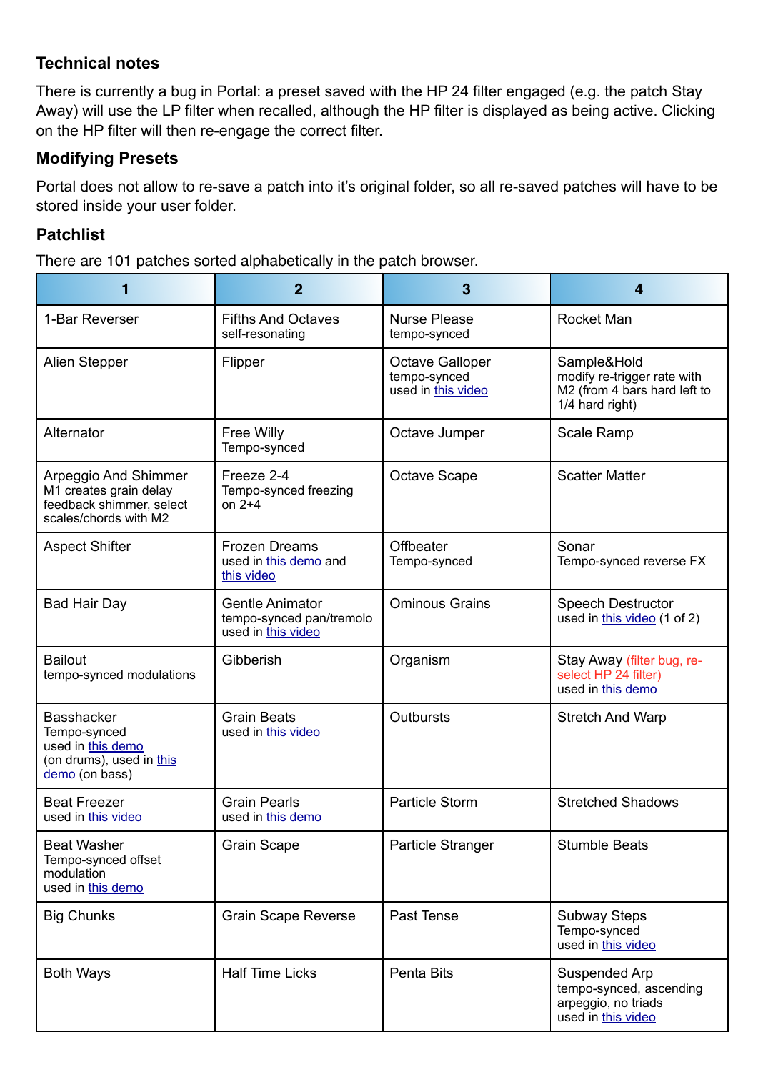### Technical notes

There is currently a bug in Portal: a preset saved with the HP 24 filter engaged (e.g. the patch Stay Away) will use the LP filter when recalled, although the HP filter is displayed as being active. Clicking on the HP filter will then re-engage the correct filter.

### Modifying Presets

Portal does not allow to re-save a patch into it's original folder, so all re-saved patches will have to be stored inside your user folder.

### Patchlist

There are 101 patches sorted alphabetically in the patch browser.

| 1 | 2 | 3 | 4 |
|---|---|---|---|
| 1-Bar Reverser | Fifths And Octaves<br>self-resonating | Nurse Please<br>tempo-synced | Rocket Man |
| Alien Stepper | Flipper | Octave Galloper<br>tempo-synced<br>used in this video | Sample&Hold<br>modify re-trigger rate with M2 (from 4 bars hard left to 1/4 hard right) |
| Alternator | Free Willy<br>Tempo-synced | Octave Jumper | Scale Ramp |
| Arpeggio And Shimmer<br>M1 creates grain delay feedback shimmer, select scales/chords with M2 | Freeze 2-4<br>Tempo-synced freezing on 2+4 | Octave Scape | Scatter Matter |
| Aspect Shifter | Frozen Dreams<br>used in this demo and this video | Offbeater<br>Tempo-synced | Sonar<br>Tempo-synced reverse FX |
| Bad Hair Day | Gentle Animator<br>tempo-synced pan/tremolo<br>used in this video | Ominous Grains | Speech Destructor<br>used in this video (1 of 2) |
| Bailout<br>tempo-synced modulations | Gibberish | Organism | Stay Away (filter bug, re-select HP 24 filter)<br>used in this demo |
| Basshacker<br>Tempo-synced<br>used in this demo (on drums), used in this demo (on bass) | Grain Beats<br>used in this video | Outbursts | Stretch And Warp |
| Beat Freezer<br>used in this video | Grain Pearls<br>used in this demo | Particle Storm | Stretched Shadows |
| Beat Washer<br>Tempo-synced offset modulation<br>used in this demo | Grain Scape | Particle Stranger | Stumble Beats |
| Big Chunks | Grain Scape Reverse | Past Tense | Subway Steps<br>Tempo-synced<br>used in this video |
| Both Ways | Half Time Licks | Penta Bits | Suspended Arp<br>tempo-synced, ascending arpeggio, no triads<br>used in this video |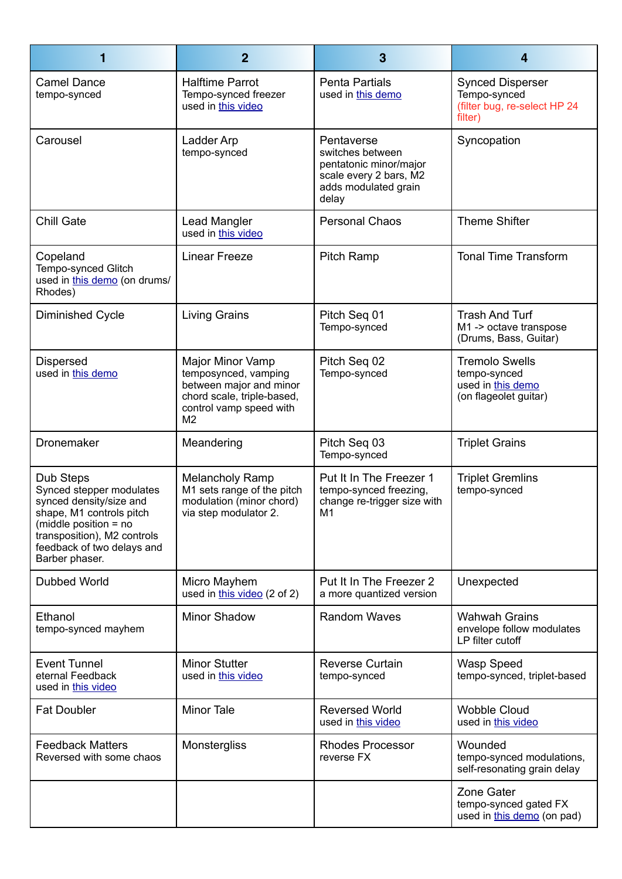| 1 | 2 | 3 | 4 |
|---|---|---|---|
| Camel Dance<br>tempo-synced | Halftime Parrot<br>Tempo-synced freezer<br>used in this video | Penta Partials<br>used in this demo | Synced Disperser<br>Tempo-synced<br>(filter bug, re-select HP 24 filter) |
| Carousel | Ladder Arp<br>tempo-synced | Pentaverse<br>switches between pentatonic minor/major scale every 2 bars, M2 adds modulated grain delay | Syncopation |
| Chill Gate | Lead Mangler<br>used in this video | Personal Chaos | Theme Shifter |
| Copeland<br>Tempo-synced Glitch<br>used in this demo (on drums/ Rhodes) | Linear Freeze | Pitch Ramp | Tonal Time Transform |
| Diminished Cycle | Living Grains | Pitch Seq 01<br>Tempo-synced | Trash And Turf<br>M1 -> octave transpose (Drums, Bass, Guitar) |
| Dispersed<br>used in this demo | Major Minor Vamp<br>temposynced, vamping between major and minor chord scale, triple-based, control vamp speed with M2 | Pitch Seq 02<br>Tempo-synced | Tremolo Swells<br>tempo-synced<br>used in this demo<br>(on flageolet guitar) |
| Dronemaker | Meandering | Pitch Seq 03<br>Tempo-synced | Triplet Grains |
| Dub Steps<br>Synced stepper modulates synced density/size and shape, M1 controls pitch (middle position = no transposition), M2 controls feedback of two delays and Barber phaser. | Melancholy Ramp<br>M1 sets range of the pitch modulation (minor chord) via step modulator 2. | Put It In The Freezer 1<br>tempo-synced freezing, change re-trigger size with M1 | Triplet Gremlins<br>tempo-synced |
| Dubbed World | Micro Mayhem<br>used in this video (2 of 2) | Put It In The Freezer 2<br>a more quantized version | Unexpected |
| Ethanol<br>tempo-synced mayhem | Minor Shadow | Random Waves | Wahwah Grains<br>envelope follow modulates LP filter cutoff |
| Event Tunnel<br>eternal Feedback<br>used in this video | Minor Stutter<br>used in this video | Reverse Curtain<br>tempo-synced | Wasp Speed<br>tempo-synced, triplet-based |
| Fat Doubler | Minor Tale | Reversed World<br>used in this video | Wobble Cloud<br>used in this video |
| Feedback Matters<br>Reversed with some chaos | Monstergliss | Rhodes Processor<br>reverse FX | Wounded<br>tempo-synced modulations, self-resonating grain delay |
| | | | Zone Gater<br>tempo-synced gated FX<br>used in this demo (on pad) |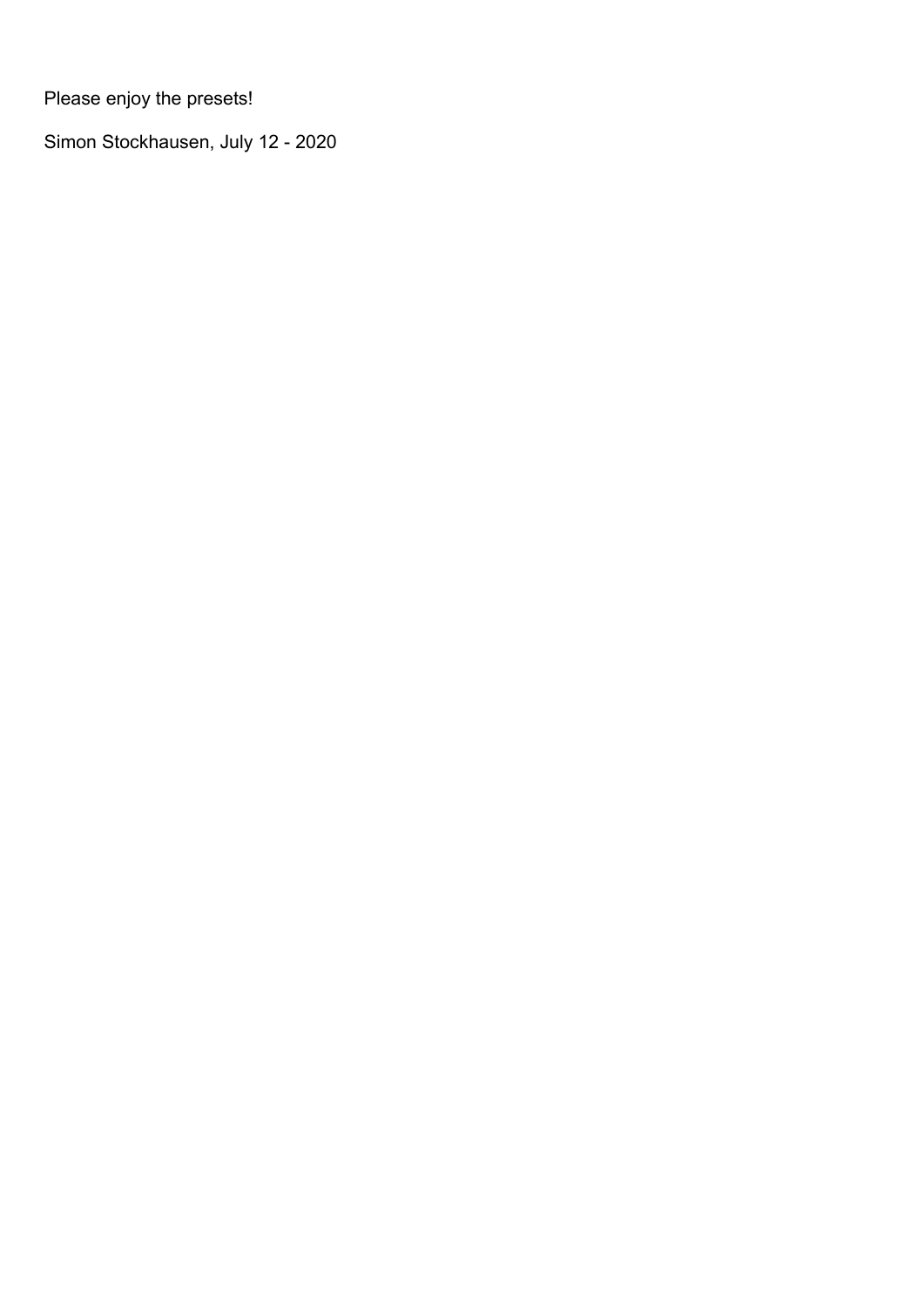Please enjoy the presets!

Simon Stockhausen, July 12 - 2020